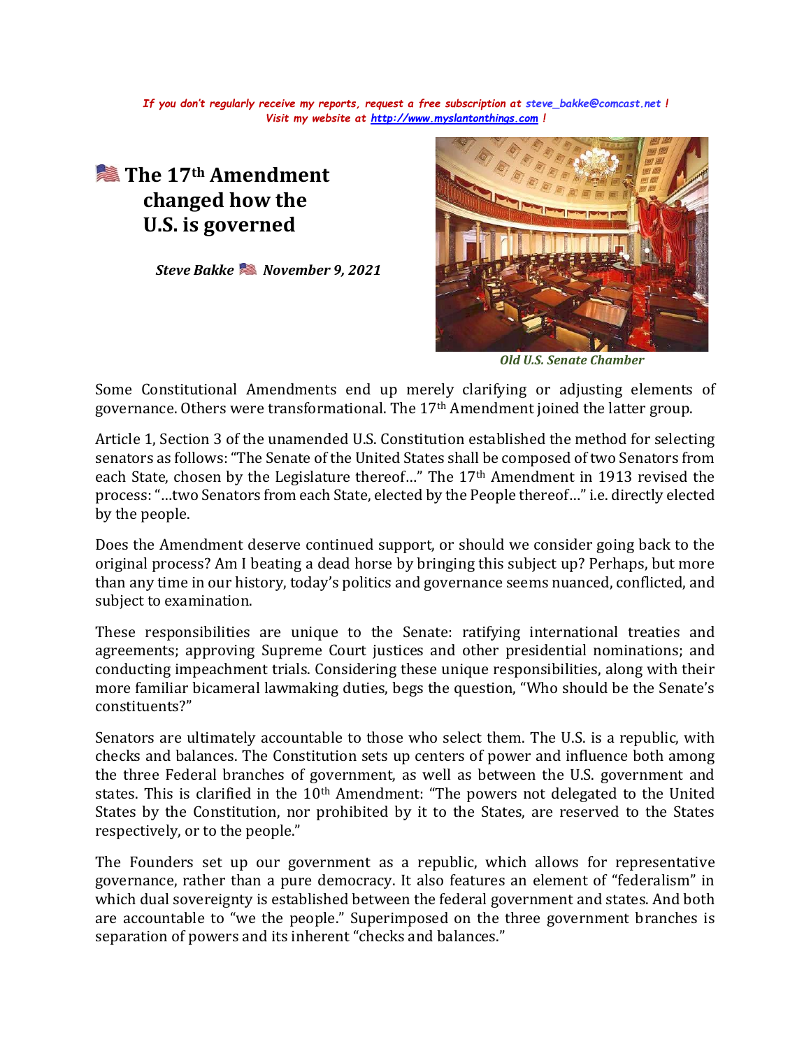*If you don't regularly receive my reports, request a free subscription at steve_bakke@comcast.net !*
*Visit my website at http://www.myslantonthings.com !*

# The 17th Amendment changed how the U.S. is governed

***Steve Bakke November 9, 2021***

*Old U.S. Senate Chamber*

Some Constitutional Amendments end up merely clarifying or adjusting elements of governance. Others were transformational. The 17th Amendment joined the latter group.

Article 1, Section 3 of the unamended U.S. Constitution established the method for selecting senators as follows: "The Senate of the United States shall be composed of two Senators from each State, chosen by the Legislature thereof…" The 17th Amendment in 1913 revised the process: "…two Senators from each State, elected by the People thereof…" i.e. directly elected by the people.

Does the Amendment deserve continued support, or should we consider going back to the original process? Am I beating a dead horse by bringing this subject up? Perhaps, but more than any time in our history, today's politics and governance seems nuanced, conflicted, and subject to examination.

These responsibilities are unique to the Senate: ratifying international treaties and agreements; approving Supreme Court justices and other presidential nominations; and conducting impeachment trials. Considering these unique responsibilities, along with their more familiar bicameral lawmaking duties, begs the question, "Who should be the Senate's constituents?"

Senators are ultimately accountable to those who select them. The U.S. is a republic, with checks and balances. The Constitution sets up centers of power and influence both among the three Federal branches of government, as well as between the U.S. government and states. This is clarified in the 10th Amendment: "The powers not delegated to the United States by the Constitution, nor prohibited by it to the States, are reserved to the States respectively, or to the people."

The Founders set up our government as a republic, which allows for representative governance, rather than a pure democracy. It also features an element of "federalism" in which dual sovereignty is established between the federal government and states. And both are accountable to "we the people." Superimposed on the three government branches is separation of powers and its inherent "checks and balances."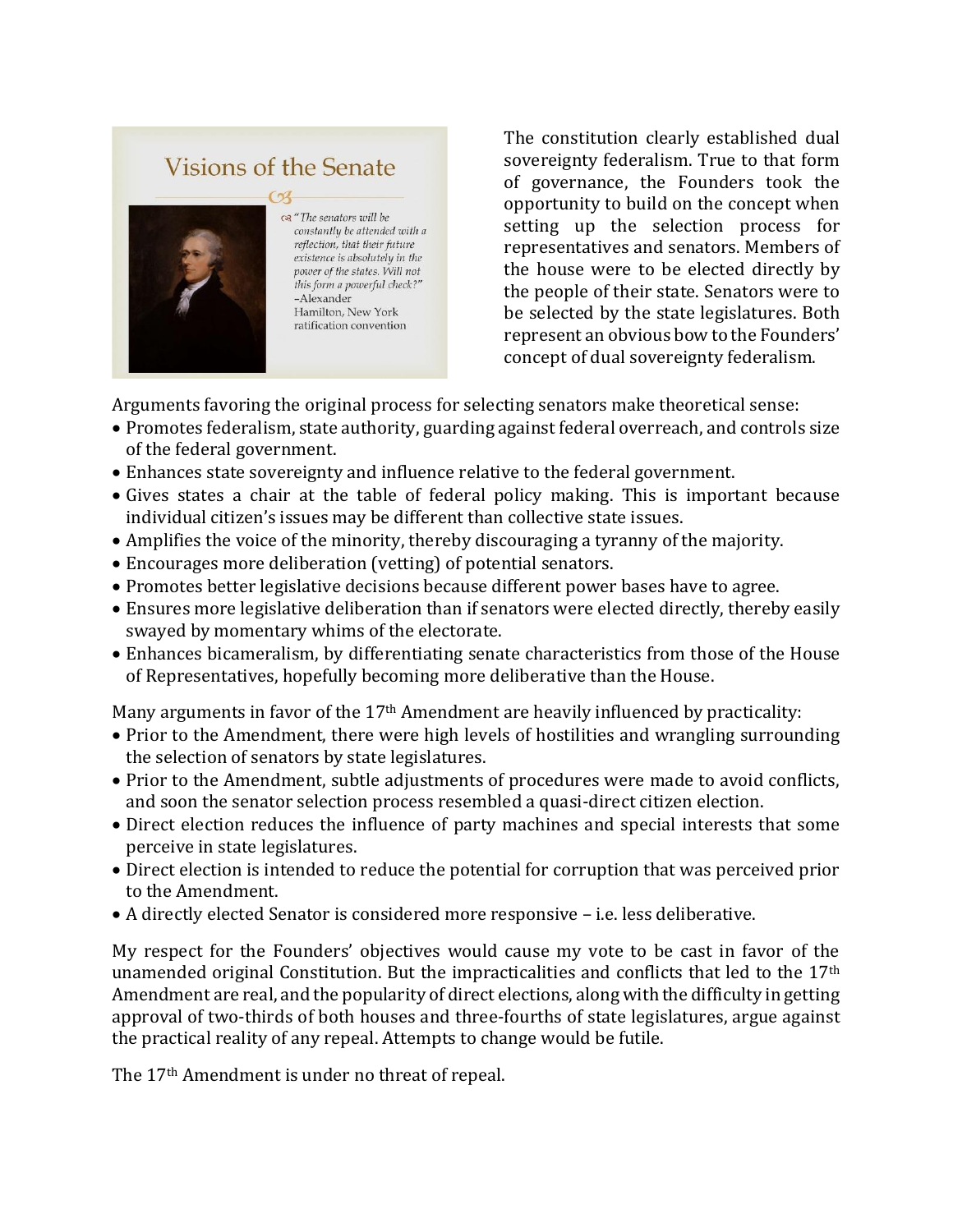The constitution clearly established dual sovereignty federalism. True to that form of governance, the Founders took the opportunity to build on the concept when setting up the selection process for representatives and senators. Members of the house were to be elected directly by the people of their state. Senators were to be selected by the state legislatures. Both represent an obvious bow to the Founders' concept of dual sovereignty federalism.

Arguments favoring the original process for selecting senators make theoretical sense:

- Promotes federalism, state authority, guarding against federal overreach, and controls size of the federal government.
- Enhances state sovereignty and influence relative to the federal government.
- Gives states a chair at the table of federal policy making. This is important because individual citizen's issues may be different than collective state issues.
- Amplifies the voice of the minority, thereby discouraging a tyranny of the majority.
- Encourages more deliberation (vetting) of potential senators.
- Promotes better legislative decisions because different power bases have to agree.
- Ensures more legislative deliberation than if senators were elected directly, thereby easily swayed by momentary whims of the electorate.
- Enhances bicameralism, by differentiating senate characteristics from those of the House of Representatives, hopefully becoming more deliberative than the House.

Many arguments in favor of the 17th Amendment are heavily influenced by practicality:

- Prior to the Amendment, there were high levels of hostilities and wrangling surrounding the selection of senators by state legislatures.
- Prior to the Amendment, subtle adjustments of procedures were made to avoid conflicts, and soon the senator selection process resembled a quasi-direct citizen election.
- Direct election reduces the influence of party machines and special interests that some perceive in state legislatures.
- Direct election is intended to reduce the potential for corruption that was perceived prior to the Amendment.
- A directly elected Senator is considered more responsive – i.e. less deliberative.

My respect for the Founders' objectives would cause my vote to be cast in favor of the unamended original Constitution. But the impracticalities and conflicts that led to the 17th Amendment are real, and the popularity of direct elections, along with the difficulty in getting approval of two-thirds of both houses and three-fourths of state legislatures, argue against the practical reality of any repeal. Attempts to change would be futile.

The 17th Amendment is under no threat of repeal.